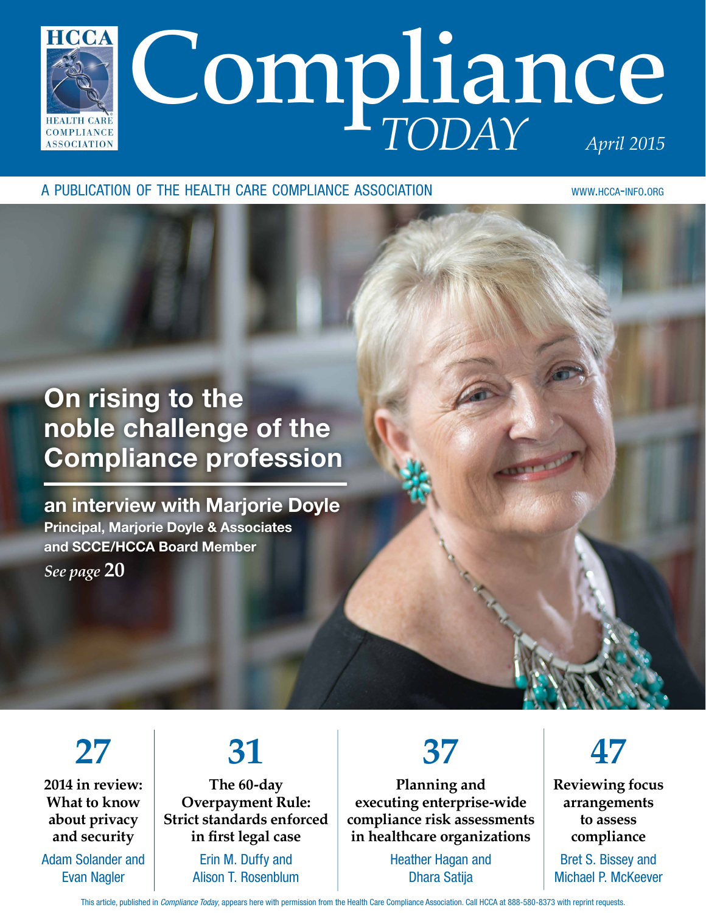# Compliance TODAY

April 2015

A PUBLICATION OF THE HEALTH CARE COMPLIANCE ASSOCIATION

WWW.HCCA-INFO.ORG

## On rising to the noble challenge of the Compliance profession

**an interview with Marjorie Doyle**
**Principal, Marjorie Doyle & Associates and SCCE/HCCA Board Member**

*See page* **20**

---

**27**
**2014 in review: What to know about privacy and security**
Adam Solander and Evan Nagler

**31**
**The 60-day Overpayment Rule: Strict standards enforced in first legal case**
Erin M. Duffy and Alison T. Rosenblum

**37**
**Planning and executing enterprise-wide compliance risk assessments in healthcare organizations**
Heather Hagan and Dhara Satija

**47**
**Reviewing focus arrangements to assess compliance**
Bret S. Bissey and Michael P. McKeever

This article, published in *Compliance Today*, appears here with permission from the Health Care Compliance Association. Call HCCA at 888-580-8373 with reprint requests.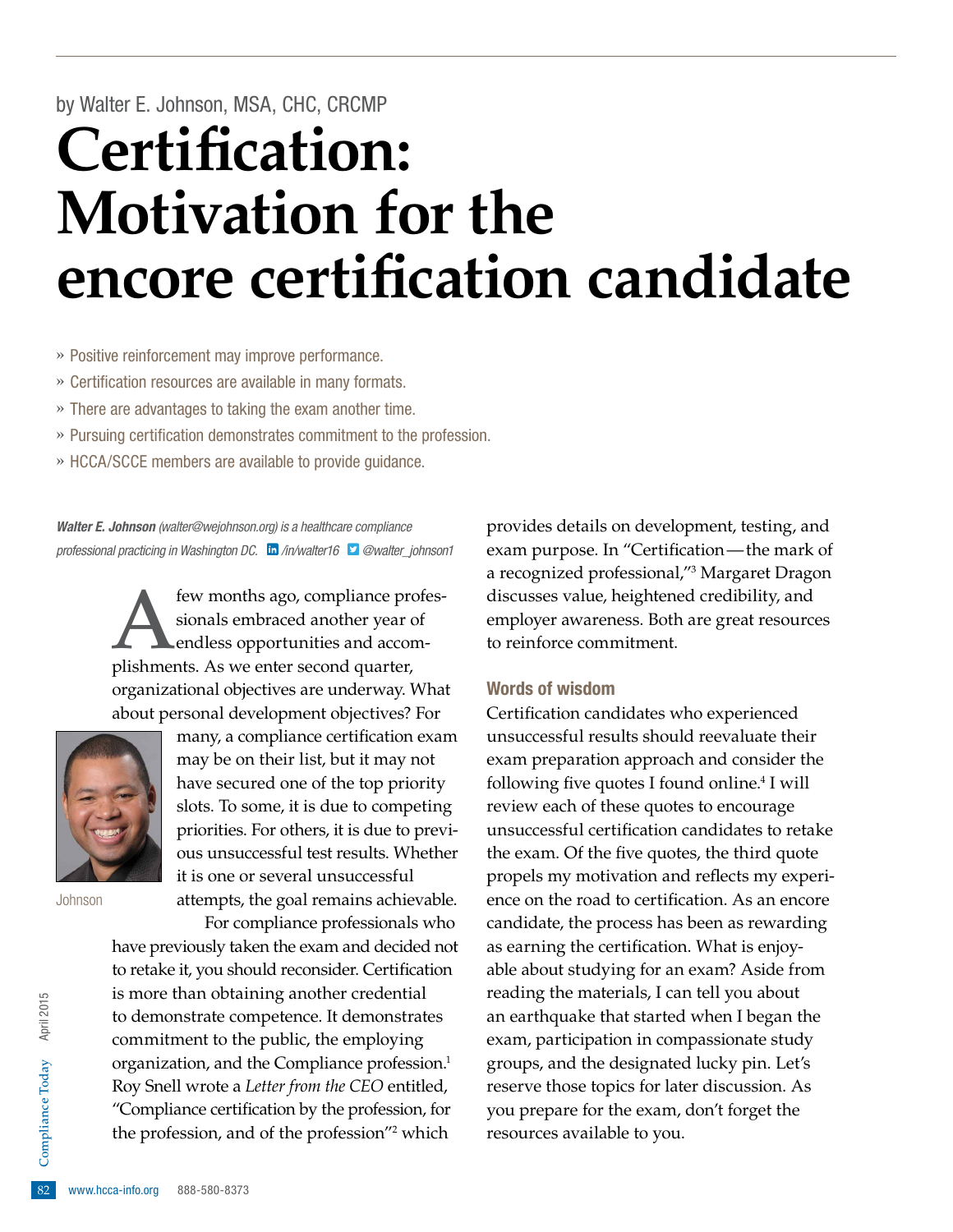by Walter E. Johnson, MSA, CHC, CRCMP

# Certification: Motivation for the encore certification candidate

- » Positive reinforcement may improve performance.
- » Certification resources are available in many formats.
- » There are advantages to taking the exam another time.
- » Pursuing certification demonstrates commitment to the profession.
- » HCCA/SCCE members are available to provide guidance.

***Walter E. Johnson** (walter@wejohnson.org) is a healthcare compliance professional practicing in Washington DC. /in/walter16 @walter_johnson1*

Johnson

A few months ago, compliance professionals embraced another year of endless opportunities and accomplishments. As we enter second quarter, organizational objectives are underway. What about personal development objectives? For many, a compliance certification exam may be on their list, but it may not have secured one of the top priority slots. To some, it is due to competing priorities. For others, it is due to previous unsuccessful test results. Whether it is one or several unsuccessful attempts, the goal remains achievable.

For compliance professionals who have previously taken the exam and decided not to retake it, you should reconsider. Certification is more than obtaining another credential to demonstrate competence. It demonstrates commitment to the public, the employing organization, and the Compliance profession.[1] Roy Snell wrote a *Letter from the CEO* entitled, "Compliance certification by the profession, for the profession, and of the profession"[2] which provides details on development, testing, and exam purpose. In "Certification—the mark of a recognized professional,"[3] Margaret Dragon discusses value, heightened credibility, and employer awareness. Both are great resources to reinforce commitment.

## Words of wisdom

Certification candidates who experienced unsuccessful results should reevaluate their exam preparation approach and consider the following five quotes I found online.[4] I will review each of these quotes to encourage unsuccessful certification candidates to retake the exam. Of the five quotes, the third quote propels my motivation and reflects my experience on the road to certification. As an encore candidate, the process has been as rewarding as earning the certification. What is enjoyable about studying for an exam? Aside from reading the materials, I can tell you about an earthquake that started when I began the exam, participation in compassionate study groups, and the designated lucky pin. Let's reserve those topics for later discussion. As you prepare for the exam, don't forget the resources available to you.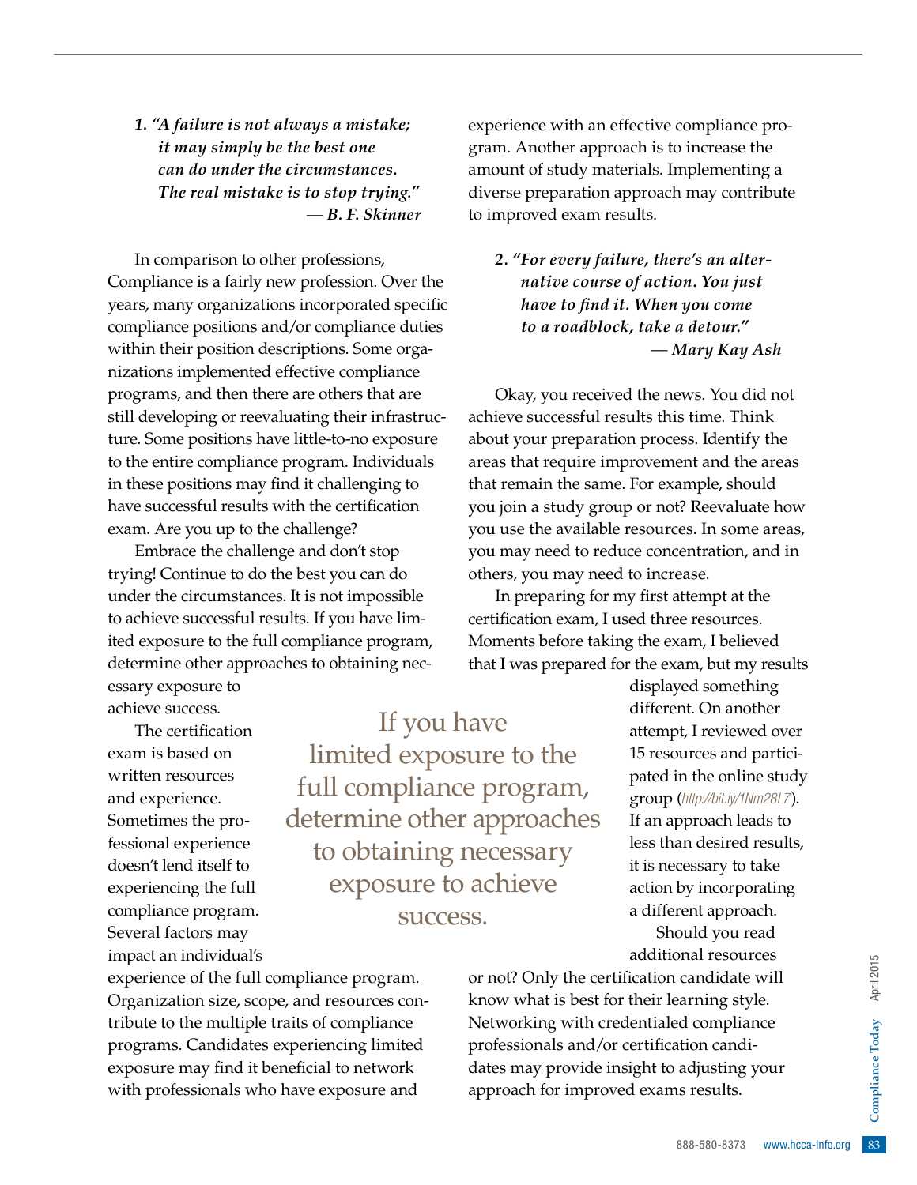*1. "A failure is not always a mistake; it may simply be the best one can do under the circumstances. The real mistake is to stop trying."*
***— B. F. Skinner***

In comparison to other professions, Compliance is a fairly new profession. Over the years, many organizations incorporated specific compliance positions and/or compliance duties within their position descriptions. Some organizations implemented effective compliance programs, and then there are others that are still developing or reevaluating their infrastructure. Some positions have little-to-no exposure to the entire compliance program. Individuals in these positions may find it challenging to have successful results with the certification exam. Are you up to the challenge?

Embrace the challenge and don't stop trying! Continue to do the best you can do under the circumstances. It is not impossible to achieve successful results. If you have limited exposure to the full compliance program, determine other approaches to obtaining necessary exposure to achieve success.

The certification exam is based on written resources and experience. Sometimes the professional experience doesn't lend itself to experiencing the full compliance program. Several factors may impact an individual's experience of the full compliance program. Organization size, scope, and resources contribute to the multiple traits of compliance programs. Candidates experiencing limited exposure may find it beneficial to network with professionals who have exposure and experience with an effective compliance program. Another approach is to increase the amount of study materials. Implementing a diverse preparation approach may contribute to improved exam results.

> If you have limited exposure to the full compliance program, determine other approaches to obtaining necessary exposure to achieve success.

*2. "For every failure, there's an alternative course of action. You just have to find it. When you come to a roadblock, take a detour."*
***— Mary Kay Ash***

Okay, you received the news. You did not achieve successful results this time. Think about your preparation process. Identify the areas that require improvement and the areas that remain the same. For example, should you join a study group or not? Reevaluate how you use the available resources. In some areas, you may need to reduce concentration, and in others, you may need to increase.

In preparing for my first attempt at the certification exam, I used three resources. Moments before taking the exam, I believed that I was prepared for the exam, but my results displayed something different. On another attempt, I reviewed over 15 resources and participated in the online study group (http://bit.ly/1Nm28L7). If an approach leads to less than desired results, it is necessary to take action by incorporating a different approach.

Should you read additional resources or not? Only the certification candidate will know what is best for their learning style. Networking with credentialed compliance professionals and/or certification candidates may provide insight to adjusting your approach for improved exams results.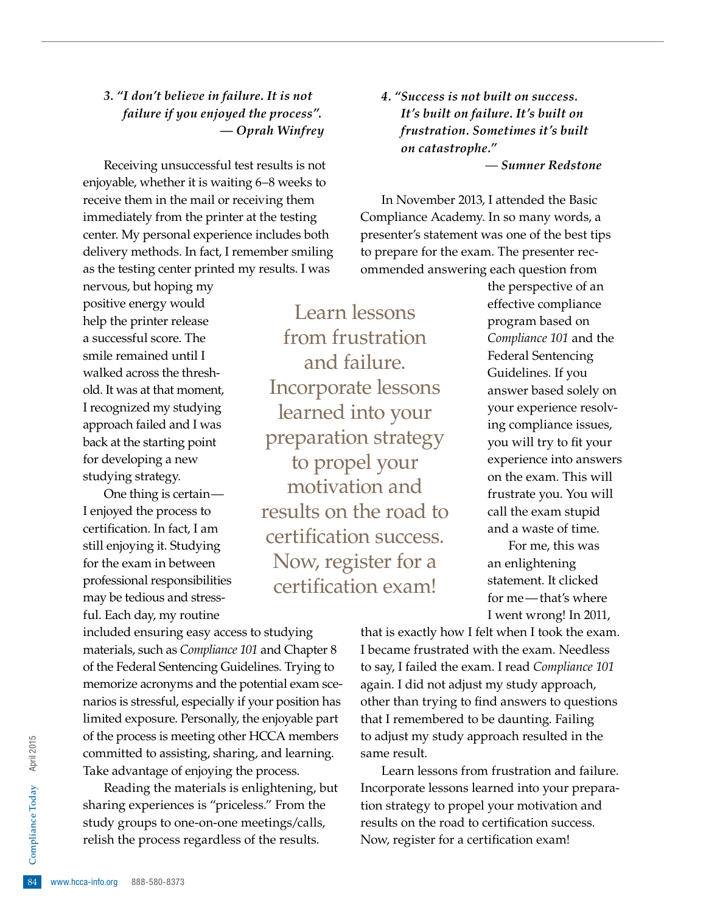*3. "I don't believe in failure. It is not failure if you enjoyed the process".*
***— Oprah Winfrey***

Receiving unsuccessful test results is not enjoyable, whether it is waiting 6–8 weeks to receive them in the mail or receiving them immediately from the printer at the testing center. My personal experience includes both delivery methods. In fact, I remember smiling as the testing center printed my results. I was nervous, but hoping my positive energy would help the printer release a successful score. The smile remained until I walked across the threshold. It was at that moment, I recognized my studying approach failed and I was back at the starting point for developing a new studying strategy.

One thing is certain—I enjoyed the process to certification. In fact, I am still enjoying it. Studying for the exam in between professional responsibilities may be tedious and stressful. Each day, my routine included ensuring easy access to studying materials, such as *Compliance 101* and Chapter 8 of the Federal Sentencing Guidelines. Trying to memorize acronyms and the potential exam scenarios is stressful, especially if your position has limited exposure. Personally, the enjoyable part of the process is meeting other HCCA members committed to assisting, sharing, and learning. Take advantage of enjoying the process.

Reading the materials is enlightening, but sharing experiences is "priceless." From the study groups to one-on-one meetings/calls, relish the process regardless of the results.

*4. "Success is not built on success. It's built on failure. It's built on frustration. Sometimes it's built on catastrophe."*
***— Sumner Redstone***

In November 2013, I attended the Basic Compliance Academy. In so many words, a presenter's statement was one of the best tips to prepare for the exam. The presenter recommended answering each question from the perspective of an effective compliance program based on *Compliance 101* and the Federal Sentencing Guidelines. If you answer based solely on your experience resolving compliance issues, you will try to fit your experience into answers on the exam. This will frustrate you. You will call the exam stupid and a waste of time.

For me, this was an enlightening statement. It clicked for me—that's where I went wrong! In 2011, that is exactly how I felt when I took the exam. I became frustrated with the exam. Needless to say, I failed the exam. I read *Compliance 101* again. I did not adjust my study approach, other than trying to find answers to questions that I remembered to be daunting. Failing to adjust my study approach resulted in the same result.

Learn lessons from frustration and failure. Incorporate lessons learned into your preparation strategy to propel your motivation and results on the road to certification success. Now, register for a certification exam!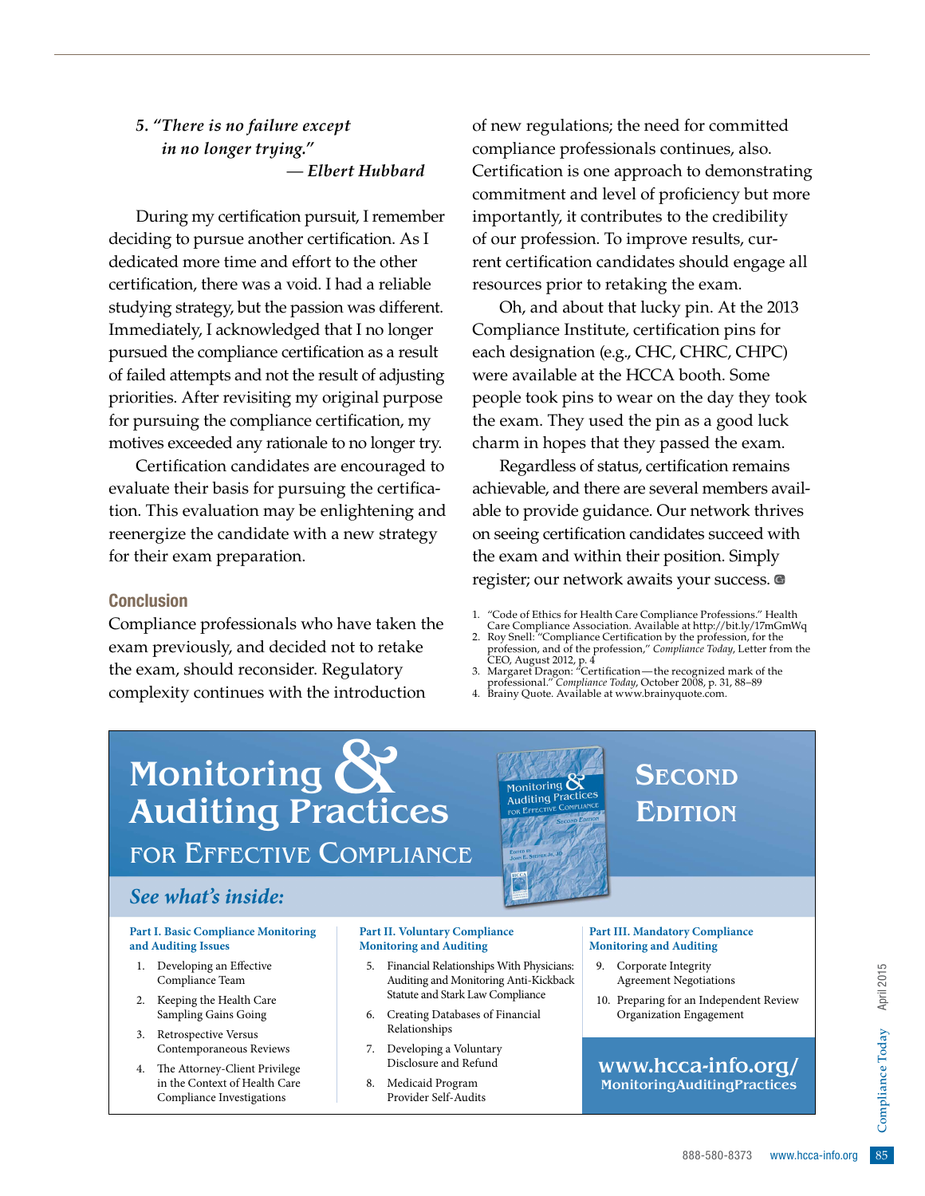> 5. *"There is no failure except in no longer trying."*
> — *Elbert Hubbard*

During my certification pursuit, I remember deciding to pursue another certification. As I dedicated more time and effort to the other certification, there was a void. I had a reliable studying strategy, but the passion was different. Immediately, I acknowledged that I no longer pursued the compliance certification as a result of failed attempts and not the result of adjusting priorities. After revisiting my original purpose for pursuing the compliance certification, my motives exceeded any rationale to no longer try.

Certification candidates are encouraged to evaluate their basis for pursuing the certification. This evaluation may be enlightening and reenergize the candidate with a new strategy for their exam preparation.

## Conclusion

Compliance professionals who have taken the exam previously, and decided not to retake the exam, should reconsider. Regulatory complexity continues with the introduction of new regulations; the need for committed compliance professionals continues, also. Certification is one approach to demonstrating commitment and level of proficiency but more importantly, it contributes to the credibility of our profession. To improve results, current certification candidates should engage all resources prior to retaking the exam.

Oh, and about that lucky pin. At the 2013 Compliance Institute, certification pins for each designation (e.g., CHC, CHRC, CHPC) were available at the HCCA booth. Some people took pins to wear on the day they took the exam. They used the pin as a good luck charm in hopes that they passed the exam.

Regardless of status, certification remains achievable, and there are several members available to provide guidance. Our network thrives on seeing certification candidates succeed with the exam and within their position. Simply register; our network awaits your success.

1. "Code of Ethics for Health Care Compliance Professions." Health Care Compliance Association. Available at http://bit.ly/17mGmWq
2. Roy Snell: "Compliance Certification by the profession, for the profession, and of the profession," *Compliance Today*, Letter from the CEO, August 2012, p. 4
3. Margaret Dragon: "Certification—the recognized mark of the professional." *Compliance Today*, October 2008, p. 31, 88–89
4. Brainy Quote. Available at www.brainyquote.com.

---

# Monitoring & Auditing Practices FOR EFFECTIVE COMPLIANCE

**SECOND EDITION**

## *See what's inside:*

**Part I. Basic Compliance Monitoring and Auditing Issues**

1. Developing an Effective Compliance Team
2. Keeping the Health Care Sampling Gains Going
3. Retrospective Versus Contemporaneous Reviews
4. The Attorney-Client Privilege in the Context of Health Care Compliance Investigations

**Part II. Voluntary Compliance Monitoring and Auditing**

5. Financial Relationships With Physicians: Auditing and Monitoring Anti-Kickback Statute and Stark Law Compliance
6. Creating Databases of Financial Relationships
7. Developing a Voluntary Disclosure and Refund
8. Medicaid Program Provider Self-Audits

**Part III. Mandatory Compliance Monitoring and Auditing**

9. Corporate Integrity Agreement Negotiations
10. Preparing for an Independent Review Organization Engagement

**www.hcca-info.org/MonitoringAuditingPractices**